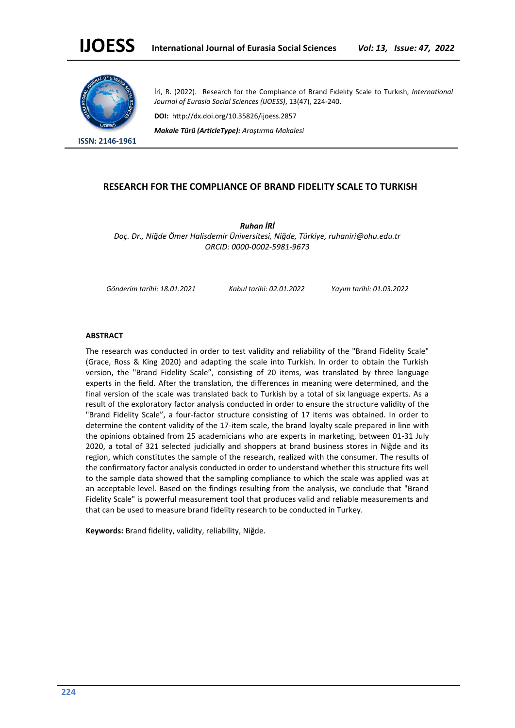İri, R. (2022). Research for the Complıance of Brand Fıdelıty Scale to Turkısh, *International Journal of Eurasia Social Sciences (IJOESS)*, 13(47), 224-240.

**DOI:** http://dx.doi.org/10.35826/ijoess.2857

***Makale Türü (ArticleType):** Araştırma Makalesi*

**ISSN: 2146-1961**

## RESEARCH FOR THE COMPLIANCE OF BRAND FIDELITY SCALE TO TURKISH

***Ruhan İRİ***

*Doç. Dr., Niğde Ömer Halisdemir Üniversitesi, Niğde, Türkiye, ruhaniri@ohu.edu.tr*
*ORCID: 0000-0002-5981-9673*

*Gönderim tarihi: 18.01.2021* *Kabul tarihi: 02.01.2022* *Yayım tarihi: 01.03.2022*

### ABSTRACT

The research was conducted in order to test validity and reliability of the "Brand Fidelity Scale" (Grace, Ross & King 2020) and adapting the scale into Turkish. In order to obtain the Turkish version, the "Brand Fidelity Scale", consisting of 20 items, was translated by three language experts in the field. After the translation, the differences in meaning were determined, and the final version of the scale was translated back to Turkish by a total of six language experts. As a result of the exploratory factor analysis conducted in order to ensure the structure validity of the "Brand Fidelity Scale", a four-factor structure consisting of 17 items was obtained. In order to determine the content validity of the 17-item scale, the brand loyalty scale prepared in line with the opinions obtained from 25 academicians who are experts in marketing, between 01-31 July 2020, a total of 321 selected judicially and shoppers at brand business stores in Niğde and its region, which constitutes the sample of the research, realized with the consumer. The results of the confirmatory factor analysis conducted in order to understand whether this structure fits well to the sample data showed that the sampling compliance to which the scale was applied was at an acceptable level. Based on the findings resulting from the analysis, we conclude that "Brand Fidelity Scale" is powerful measurement tool that produces valid and reliable measurements and that can be used to measure brand fidelity research to be conducted in Turkey.

**Keywords:** Brand fidelity, validity, reliability, Niğde.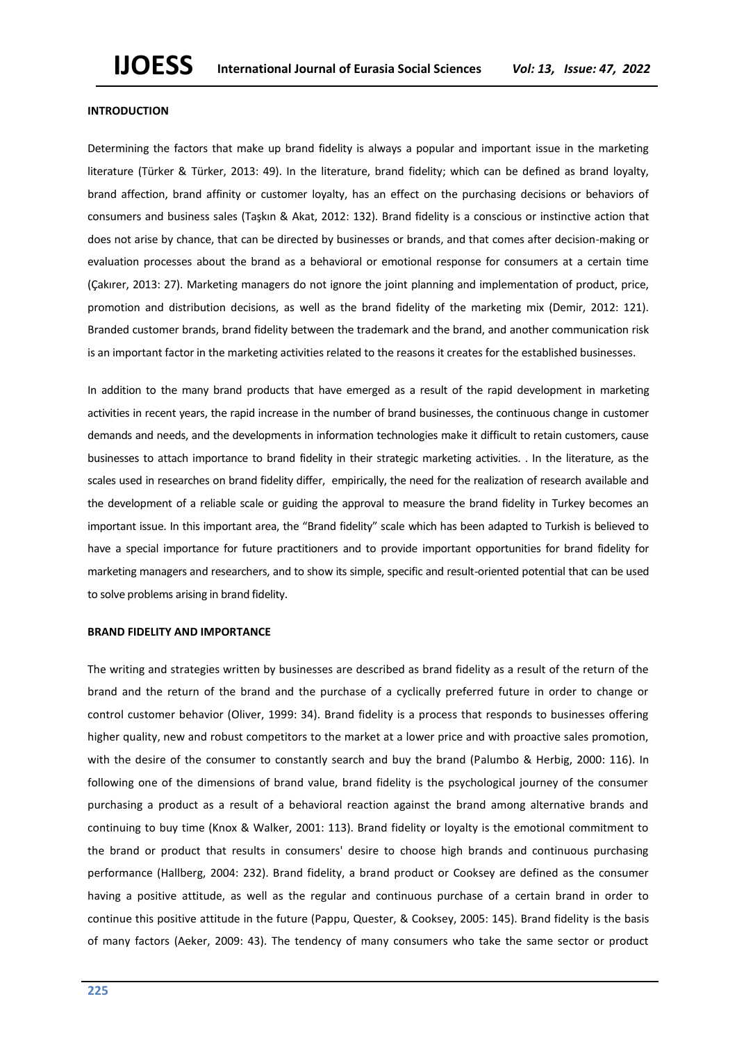## INTRODUCTION

Determining the factors that make up brand fidelity is always a popular and important issue in the marketing literature (Türker & Türker, 2013: 49). In the literature, brand fidelity; which can be defined as brand loyalty, brand affection, brand affinity or customer loyalty, has an effect on the purchasing decisions or behaviors of consumers and business sales (Taşkın & Akat, 2012: 132). Brand fidelity is a conscious or instinctive action that does not arise by chance, that can be directed by businesses or brands, and that comes after decision-making or evaluation processes about the brand as a behavioral or emotional response for consumers at a certain time (Çakırer, 2013: 27). Marketing managers do not ignore the joint planning and implementation of product, price, promotion and distribution decisions, as well as the brand fidelity of the marketing mix (Demir, 2012: 121). Branded customer brands, brand fidelity between the trademark and the brand, and another communication risk is an important factor in the marketing activities related to the reasons it creates for the established businesses.

In addition to the many brand products that have emerged as a result of the rapid development in marketing activities in recent years, the rapid increase in the number of brand businesses, the continuous change in customer demands and needs, and the developments in information technologies make it difficult to retain customers, cause businesses to attach importance to brand fidelity in their strategic marketing activities. . In the literature, as the scales used in researches on brand fidelity differ, empirically, the need for the realization of research available and the development of a reliable scale or guiding the approval to measure the brand fidelity in Turkey becomes an important issue. In this important area, the "Brand fidelity" scale which has been adapted to Turkish is believed to have a special importance for future practitioners and to provide important opportunities for brand fidelity for marketing managers and researchers, and to show its simple, specific and result-oriented potential that can be used to solve problems arising in brand fidelity.

## BRAND FIDELITY AND IMPORTANCE

The writing and strategies written by businesses are described as brand fidelity as a result of the return of the brand and the return of the brand and the purchase of a cyclically preferred future in order to change or control customer behavior (Oliver, 1999: 34). Brand fidelity is a process that responds to businesses offering higher quality, new and robust competitors to the market at a lower price and with proactive sales promotion, with the desire of the consumer to constantly search and buy the brand (Palumbo & Herbig, 2000: 116). In following one of the dimensions of brand value, brand fidelity is the psychological journey of the consumer purchasing a product as a result of a behavioral reaction against the brand among alternative brands and continuing to buy time (Knox & Walker, 2001: 113). Brand fidelity or loyalty is the emotional commitment to the brand or product that results in consumers' desire to choose high brands and continuous purchasing performance (Hallberg, 2004: 232). Brand fidelity, a brand product or Cooksey are defined as the consumer having a positive attitude, as well as the regular and continuous purchase of a certain brand in order to continue this positive attitude in the future (Pappu, Quester, & Cooksey, 2005: 145). Brand fidelity is the basis of many factors (Aeker, 2009: 43). The tendency of many consumers who take the same sector or product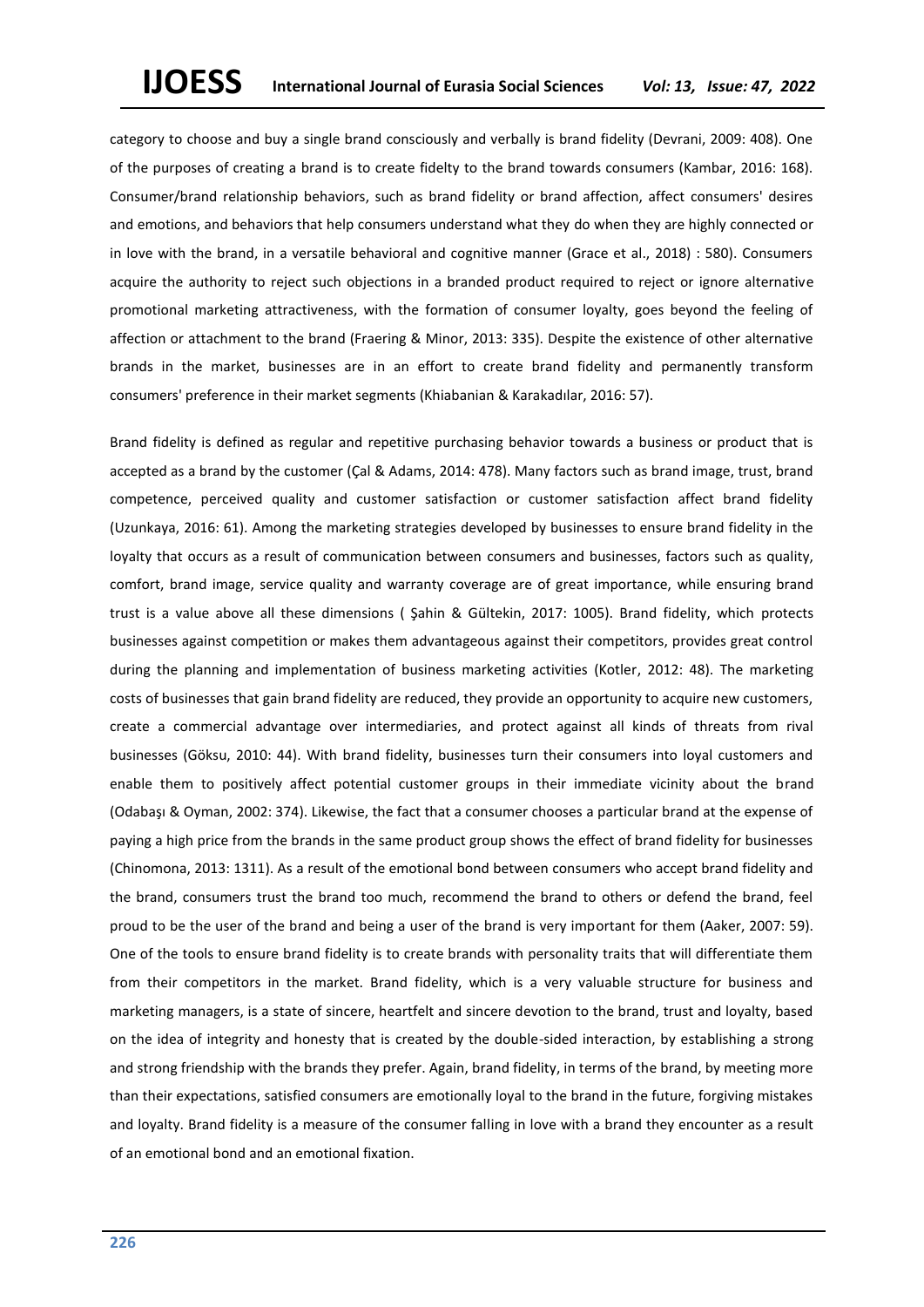category to choose and buy a single brand consciously and verbally is brand fidelity (Devrani, 2009: 408). One of the purposes of creating a brand is to create fidelty to the brand towards consumers (Kambar, 2016: 168). Consumer/brand relationship behaviors, such as brand fidelity or brand affection, affect consumers' desires and emotions, and behaviors that help consumers understand what they do when they are highly connected or in love with the brand, in a versatile behavioral and cognitive manner (Grace et al., 2018) : 580). Consumers acquire the authority to reject such objections in a branded product required to reject or ignore alternative promotional marketing attractiveness, with the formation of consumer loyalty, goes beyond the feeling of affection or attachment to the brand (Fraering & Minor, 2013: 335). Despite the existence of other alternative brands in the market, businesses are in an effort to create brand fidelity and permanently transform consumers' preference in their market segments (Khiabanian & Karakadılar, 2016: 57).

Brand fidelity is defined as regular and repetitive purchasing behavior towards a business or product that is accepted as a brand by the customer (Çal & Adams, 2014: 478). Many factors such as brand image, trust, brand competence, perceived quality and customer satisfaction or customer satisfaction affect brand fidelity (Uzunkaya, 2016: 61). Among the marketing strategies developed by businesses to ensure brand fidelity in the loyalty that occurs as a result of communication between consumers and businesses, factors such as quality, comfort, brand image, service quality and warranty coverage are of great importance, while ensuring brand trust is a value above all these dimensions ( Şahin & Gültekin, 2017: 1005). Brand fidelity, which protects businesses against competition or makes them advantageous against their competitors, provides great control during the planning and implementation of business marketing activities (Kotler, 2012: 48). The marketing costs of businesses that gain brand fidelity are reduced, they provide an opportunity to acquire new customers, create a commercial advantage over intermediaries, and protect against all kinds of threats from rival businesses (Göksu, 2010: 44). With brand fidelity, businesses turn their consumers into loyal customers and enable them to positively affect potential customer groups in their immediate vicinity about the brand (Odabaşı & Oyman, 2002: 374). Likewise, the fact that a consumer chooses a particular brand at the expense of paying a high price from the brands in the same product group shows the effect of brand fidelity for businesses (Chinomona, 2013: 1311). As a result of the emotional bond between consumers who accept brand fidelity and the brand, consumers trust the brand too much, recommend the brand to others or defend the brand, feel proud to be the user of the brand and being a user of the brand is very important for them (Aaker, 2007: 59). One of the tools to ensure brand fidelity is to create brands with personality traits that will differentiate them from their competitors in the market. Brand fidelity, which is a very valuable structure for business and marketing managers, is a state of sincere, heartfelt and sincere devotion to the brand, trust and loyalty, based on the idea of integrity and honesty that is created by the double-sided interaction, by establishing a strong and strong friendship with the brands they prefer. Again, brand fidelity, in terms of the brand, by meeting more than their expectations, satisfied consumers are emotionally loyal to the brand in the future, forgiving mistakes and loyalty. Brand fidelity is a measure of the consumer falling in love with a brand they encounter as a result of an emotional bond and an emotional fixation.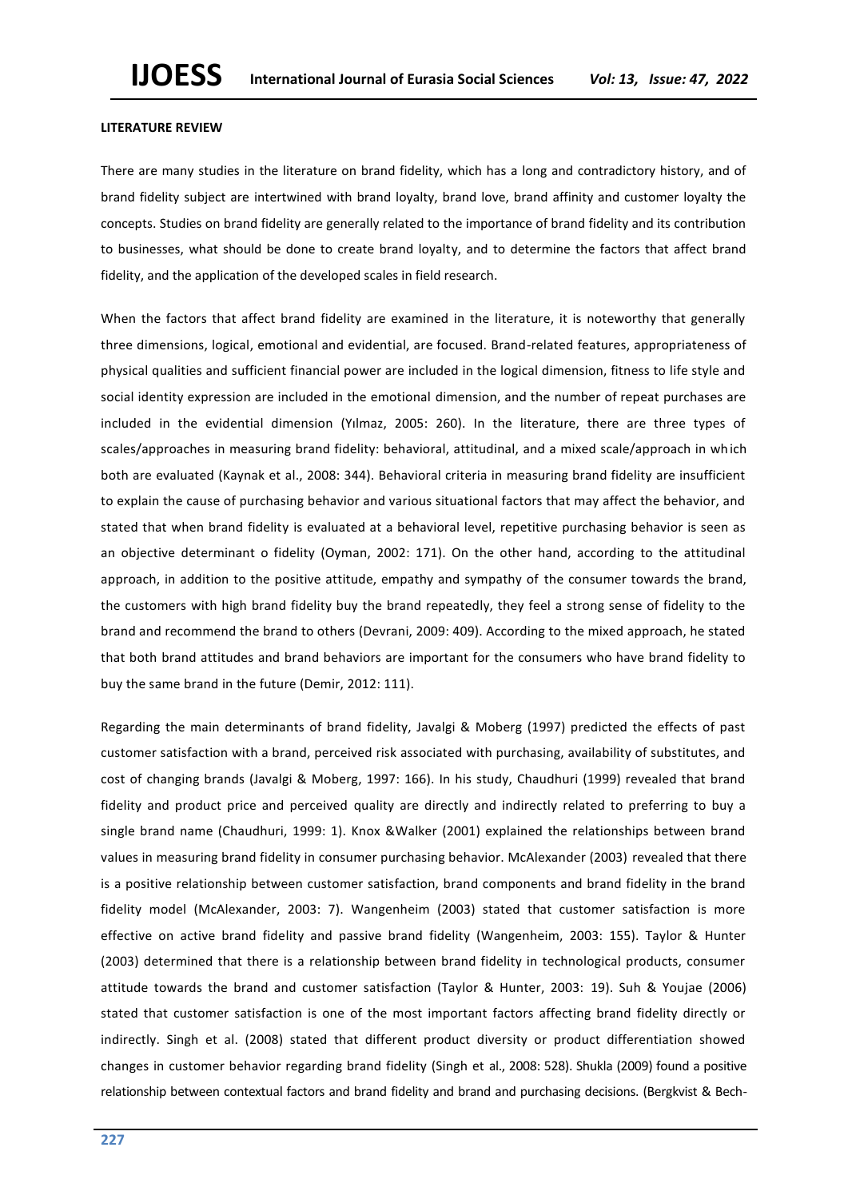**LITERATURE REVIEW**

There are many studies in the literature on brand fidelity, which has a long and contradictory history, and of brand fidelity subject are intertwined with brand loyalty, brand love, brand affinity and customer loyalty the concepts. Studies on brand fidelity are generally related to the importance of brand fidelity and its contribution to businesses, what should be done to create brand loyalty, and to determine the factors that affect brand fidelity, and the application of the developed scales in field research.

When the factors that affect brand fidelity are examined in the literature, it is noteworthy that generally three dimensions, logical, emotional and evidential, are focused. Brand-related features, appropriateness of physical qualities and sufficient financial power are included in the logical dimension, fitness to life style and social identity expression are included in the emotional dimension, and the number of repeat purchases are included in the evidential dimension (Yılmaz, 2005: 260). In the literature, there are three types of scales/approaches in measuring brand fidelity: behavioral, attitudinal, and a mixed scale/approach in which both are evaluated (Kaynak et al., 2008: 344). Behavioral criteria in measuring brand fidelity are insufficient to explain the cause of purchasing behavior and various situational factors that may affect the behavior, and stated that when brand fidelity is evaluated at a behavioral level, repetitive purchasing behavior is seen as an objective determinant o fidelity (Oyman, 2002: 171). On the other hand, according to the attitudinal approach, in addition to the positive attitude, empathy and sympathy of the consumer towards the brand, the customers with high brand fidelity buy the brand repeatedly, they feel a strong sense of fidelity to the brand and recommend the brand to others (Devrani, 2009: 409). According to the mixed approach, he stated that both brand attitudes and brand behaviors are important for the consumers who have brand fidelity to buy the same brand in the future (Demir, 2012: 111).

Regarding the main determinants of brand fidelity, Javalgi & Moberg (1997) predicted the effects of past customer satisfaction with a brand, perceived risk associated with purchasing, availability of substitutes, and cost of changing brands (Javalgi & Moberg, 1997: 166). In his study, Chaudhuri (1999) revealed that brand fidelity and product price and perceived quality are directly and indirectly related to preferring to buy a single brand name (Chaudhuri, 1999: 1). Knox &Walker (2001) explained the relationships between brand values in measuring brand fidelity in consumer purchasing behavior. McAlexander (2003) revealed that there is a positive relationship between customer satisfaction, brand components and brand fidelity in the brand fidelity model (McAlexander, 2003: 7). Wangenheim (2003) stated that customer satisfaction is more effective on active brand fidelity and passive brand fidelity (Wangenheim, 2003: 155). Taylor & Hunter (2003) determined that there is a relationship between brand fidelity in technological products, consumer attitude towards the brand and customer satisfaction (Taylor & Hunter, 2003: 19). Suh & Youjae (2006) stated that customer satisfaction is one of the most important factors affecting brand fidelity directly or indirectly. Singh et al. (2008) stated that different product diversity or product differentiation showed changes in customer behavior regarding brand fidelity (Singh et al., 2008: 528). Shukla (2009) found a positive relationship between contextual factors and brand fidelity and brand and purchasing decisions. (Bergkvist & Bech-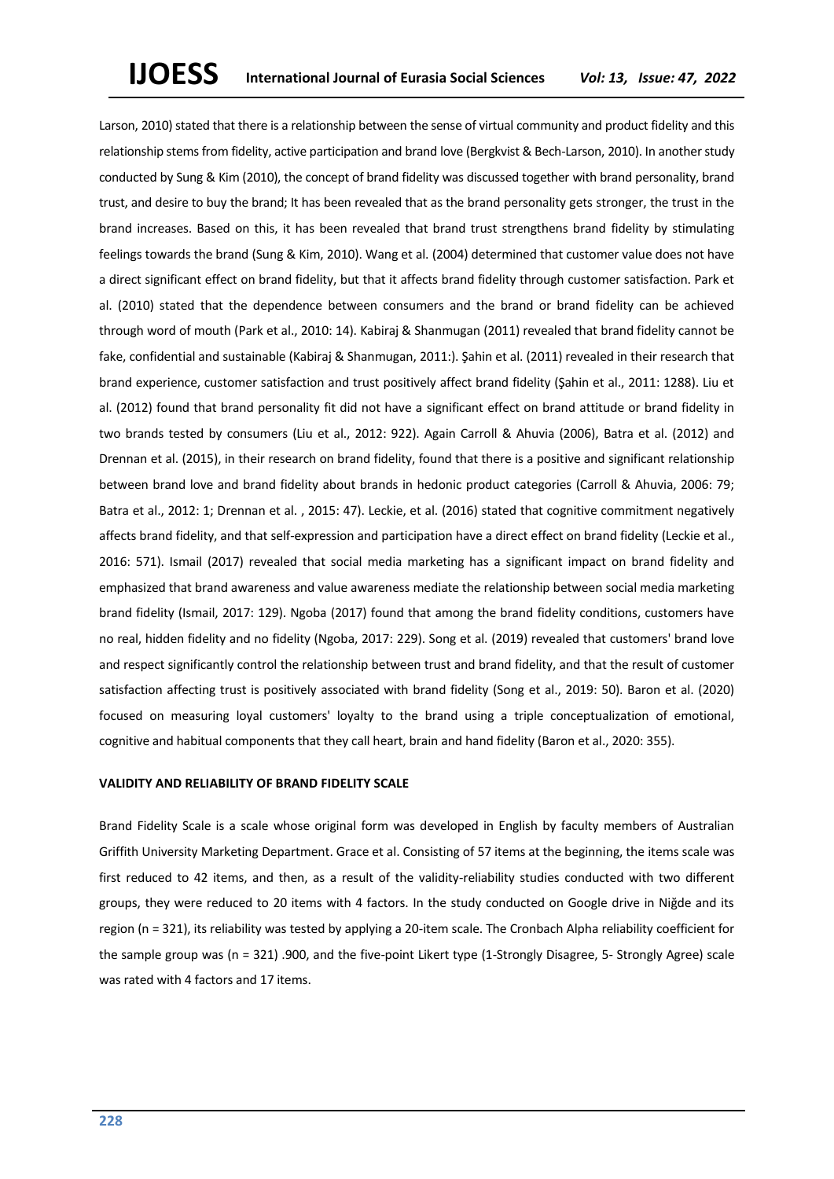Larson, 2010) stated that there is a relationship between the sense of virtual community and product fidelity and this relationship stems from fidelity, active participation and brand love (Bergkvist & Bech-Larson, 2010). In another study conducted by Sung & Kim (2010), the concept of brand fidelity was discussed together with brand personality, brand trust, and desire to buy the brand; It has been revealed that as the brand personality gets stronger, the trust in the brand increases. Based on this, it has been revealed that brand trust strengthens brand fidelity by stimulating feelings towards the brand (Sung & Kim, 2010). Wang et al. (2004) determined that customer value does not have a direct significant effect on brand fidelity, but that it affects brand fidelity through customer satisfaction. Park et al. (2010) stated that the dependence between consumers and the brand or brand fidelity can be achieved through word of mouth (Park et al., 2010: 14). Kabiraj & Shanmugan (2011) revealed that brand fidelity cannot be fake, confidential and sustainable (Kabiraj & Shanmugan, 2011:). Şahin et al. (2011) revealed in their research that brand experience, customer satisfaction and trust positively affect brand fidelity (Şahin et al., 2011: 1288). Liu et al. (2012) found that brand personality fit did not have a significant effect on brand attitude or brand fidelity in two brands tested by consumers (Liu et al., 2012: 922). Again Carroll & Ahuvia (2006), Batra et al. (2012) and Drennan et al. (2015), in their research on brand fidelity, found that there is a positive and significant relationship between brand love and brand fidelity about brands in hedonic product categories (Carroll & Ahuvia, 2006: 79; Batra et al., 2012: 1; Drennan et al. , 2015: 47). Leckie, et al. (2016) stated that cognitive commitment negatively affects brand fidelity, and that self-expression and participation have a direct effect on brand fidelity (Leckie et al., 2016: 571). Ismail (2017) revealed that social media marketing has a significant impact on brand fidelity and emphasized that brand awareness and value awareness mediate the relationship between social media marketing brand fidelity (Ismail, 2017: 129). Ngoba (2017) found that among the brand fidelity conditions, customers have no real, hidden fidelity and no fidelity (Ngoba, 2017: 229). Song et al. (2019) revealed that customers' brand love and respect significantly control the relationship between trust and brand fidelity, and that the result of customer satisfaction affecting trust is positively associated with brand fidelity (Song et al., 2019: 50). Baron et al. (2020) focused on measuring loyal customers' loyalty to the brand using a triple conceptualization of emotional, cognitive and habitual components that they call heart, brain and hand fidelity (Baron et al., 2020: 355).

## VALIDITY AND RELIABILITY OF BRAND FIDELITY SCALE

Brand Fidelity Scale is a scale whose original form was developed in English by faculty members of Australian Griffith University Marketing Department. Grace et al. Consisting of 57 items at the beginning, the items scale was first reduced to 42 items, and then, as a result of the validity-reliability studies conducted with two different groups, they were reduced to 20 items with 4 factors. In the study conducted on Google drive in Niğde and its region (n = 321), its reliability was tested by applying a 20-item scale. The Cronbach Alpha reliability coefficient for the sample group was (n = 321) .900, and the five-point Likert type (1-Strongly Disagree, 5- Strongly Agree) scale was rated with 4 factors and 17 items.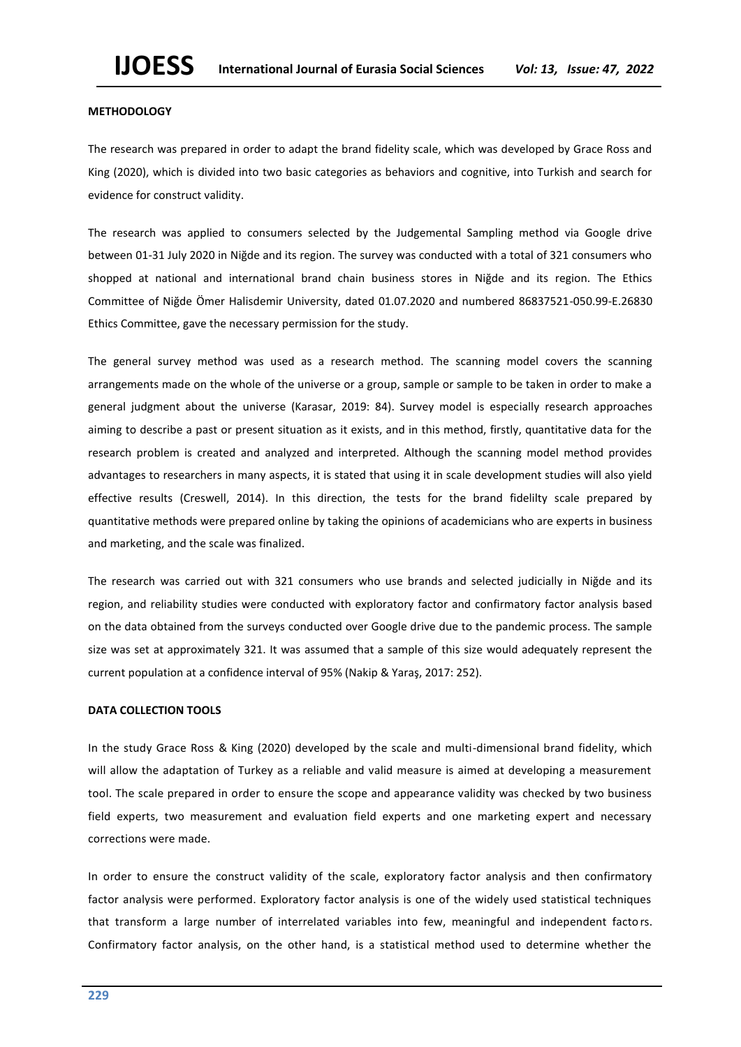## METHODOLOGY

The research was prepared in order to adapt the brand fidelity scale, which was developed by Grace Ross and King (2020), which is divided into two basic categories as behaviors and cognitive, into Turkish and search for evidence for construct validity.

The research was applied to consumers selected by the Judgemental Sampling method via Google drive between 01-31 July 2020 in Niğde and its region. The survey was conducted with a total of 321 consumers who shopped at national and international brand chain business stores in Niğde and its region. The Ethics Committee of Niğde Ömer Halisdemir University, dated 01.07.2020 and numbered 86837521-050.99-E.26830 Ethics Committee, gave the necessary permission for the study.

The general survey method was used as a research method. The scanning model covers the scanning arrangements made on the whole of the universe or a group, sample or sample to be taken in order to make a general judgment about the universe (Karasar, 2019: 84). Survey model is especially research approaches aiming to describe a past or present situation as it exists, and in this method, firstly, quantitative data for the research problem is created and analyzed and interpreted. Although the scanning model method provides advantages to researchers in many aspects, it is stated that using it in scale development studies will also yield effective results (Creswell, 2014). In this direction, the tests for the brand fidelilty scale prepared by quantitative methods were prepared online by taking the opinions of academicians who are experts in business and marketing, and the scale was finalized.

The research was carried out with 321 consumers who use brands and selected judicially in Niğde and its region, and reliability studies were conducted with exploratory factor and confirmatory factor analysis based on the data obtained from the surveys conducted over Google drive due to the pandemic process. The sample size was set at approximately 321. It was assumed that a sample of this size would adequately represent the current population at a confidence interval of 95% (Nakip & Yaraş, 2017: 252).

## DATA COLLECTION TOOLS

In the study Grace Ross & King (2020) developed by the scale and multi-dimensional brand fidelity, which will allow the adaptation of Turkey as a reliable and valid measure is aimed at developing a measurement tool. The scale prepared in order to ensure the scope and appearance validity was checked by two business field experts, two measurement and evaluation field experts and one marketing expert and necessary corrections were made.

In order to ensure the construct validity of the scale, exploratory factor analysis and then confirmatory factor analysis were performed. Exploratory factor analysis is one of the widely used statistical techniques that transform a large number of interrelated variables into few, meaningful and independent factors. Confirmatory factor analysis, on the other hand, is a statistical method used to determine whether the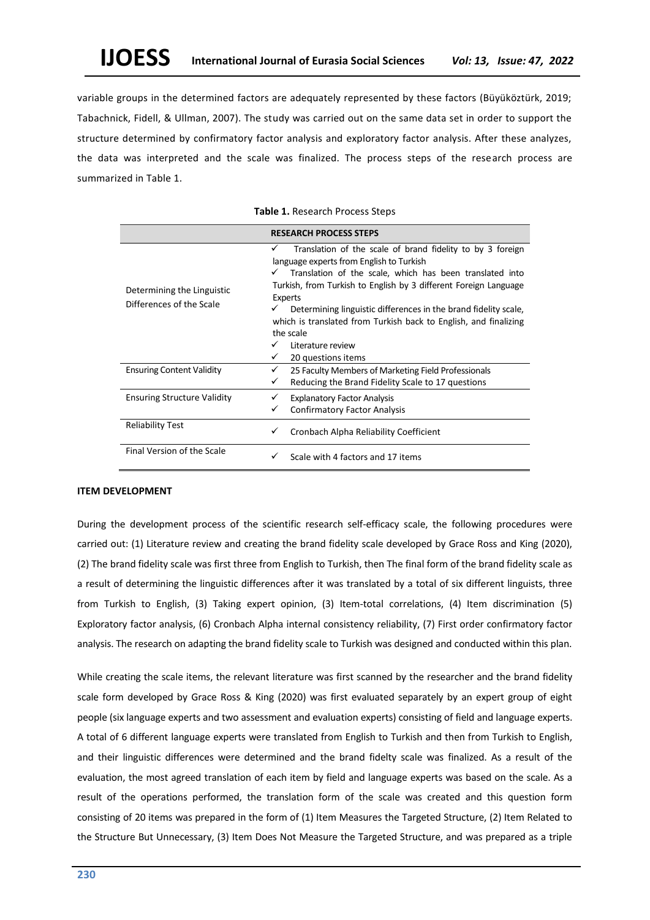variable groups in the determined factors are adequately represented by these factors (Büyüköztürk, 2019; Tabachnick, Fidell, & Ullman, 2007). The study was carried out on the same data set in order to support the structure determined by confirmatory factor analysis and exploratory factor analysis. After these analyzes, the data was interpreted and the scale was finalized. The process steps of the research process are summarized in Table 1.

**Table 1.** Research Process Steps

| | **RESEARCH PROCESS STEPS** |
|---|---|
| Determining the Linguistic Differences of the Scale | ✓ Translation of the scale of brand fidelity to by 3 foreign language experts from English to Turkish<br>✓ Translation of the scale, which has been translated into Turkish, from Turkish to English by 3 different Foreign Language Experts<br>✓ Determining linguistic differences in the brand fidelity scale, which is translated from Turkish back to English, and finalizing the scale<br>✓ Literature review<br>✓ 20 questions items |
| Ensuring Content Validity | ✓ 25 Faculty Members of Marketing Field Professionals<br>✓ Reducing the Brand Fidelity Scale to 17 questions |
| Ensuring Structure Validity | ✓ Explanatory Factor Analysis<br>✓ Confirmatory Factor Analysis |
| Reliability Test | ✓ Cronbach Alpha Reliability Coefficient |
| Final Version of the Scale | ✓ Scale with 4 factors and 17 items |

**ITEM DEVELOPMENT**

During the development process of the scientific research self-efficacy scale, the following procedures were carried out: (1) Literature review and creating the brand fidelity scale developed by Grace Ross and King (2020), (2) The brand fidelity scale was first three from English to Turkish, then The final form of the brand fidelity scale as a result of determining the linguistic differences after it was translated by a total of six different linguists, three from Turkish to English, (3) Taking expert opinion, (3) Item-total correlations, (4) Item discrimination (5) Exploratory factor analysis, (6) Cronbach Alpha internal consistency reliability, (7) First order confirmatory factor analysis. The research on adapting the brand fidelity scale to Turkish was designed and conducted within this plan.

While creating the scale items, the relevant literature was first scanned by the researcher and the brand fidelity scale form developed by Grace Ross & King (2020) was first evaluated separately by an expert group of eight people (six language experts and two assessment and evaluation experts) consisting of field and language experts. A total of 6 different language experts were translated from English to Turkish and then from Turkish to English, and their linguistic differences were determined and the brand fidelty scale was finalized. As a result of the evaluation, the most agreed translation of each item by field and language experts was based on the scale. As a result of the operations performed, the translation form of the scale was created and this question form consisting of 20 items was prepared in the form of (1) Item Measures the Targeted Structure, (2) Item Related to the Structure But Unnecessary, (3) Item Does Not Measure the Targeted Structure, and was prepared as a triple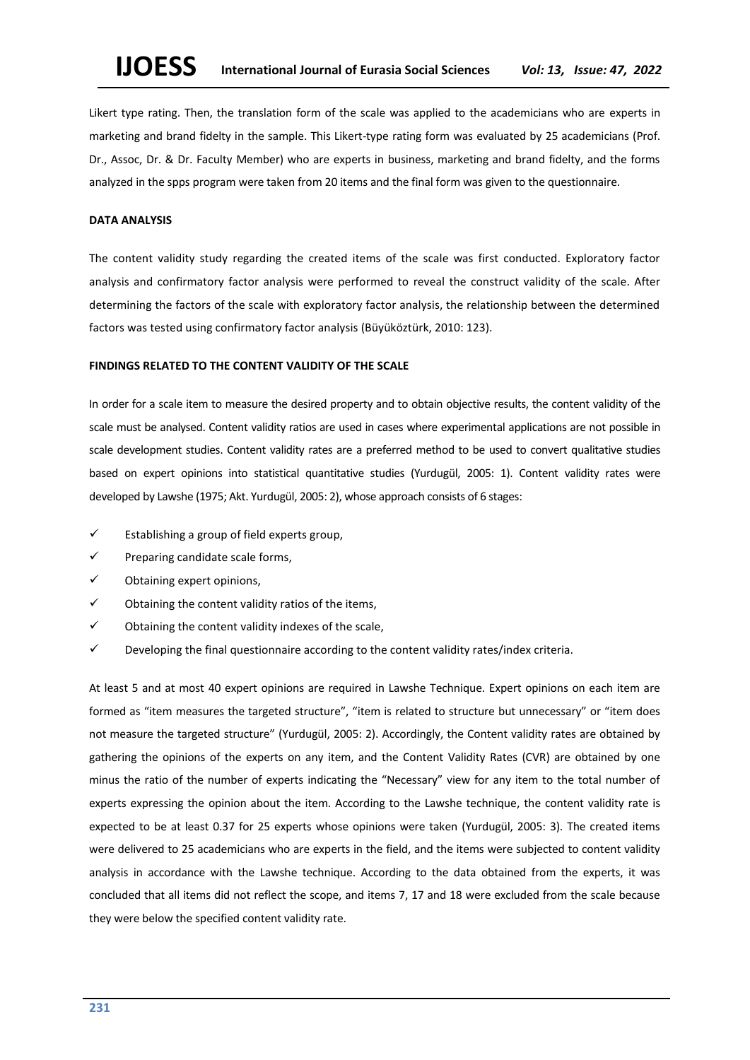Likert type rating. Then, the translation form of the scale was applied to the academicians who are experts in marketing and brand fidelty in the sample. This Likert-type rating form was evaluated by 25 academicians (Prof. Dr., Assoc, Dr. & Dr. Faculty Member) who are experts in business, marketing and brand fidelty, and the forms analyzed in the spps program were taken from 20 items and the final form was given to the questionnaire.

**DATA ANALYSIS**

The content validity study regarding the created items of the scale was first conducted. Exploratory factor analysis and confirmatory factor analysis were performed to reveal the construct validity of the scale. After determining the factors of the scale with exploratory factor analysis, the relationship between the determined factors was tested using confirmatory factor analysis (Büyüköztürk, 2010: 123).

**FINDINGS RELATED TO THE CONTENT VALIDITY OF THE SCALE**

In order for a scale item to measure the desired property and to obtain objective results, the content validity of the scale must be analysed. Content validity ratios are used in cases where experimental applications are not possible in scale development studies. Content validity rates are a preferred method to be used to convert qualitative studies based on expert opinions into statistical quantitative studies (Yurdugül, 2005: 1). Content validity rates were developed by Lawshe (1975; Akt. Yurdugül, 2005: 2), whose approach consists of 6 stages:

- ✓ Establishing a group of field experts group,
- ✓ Preparing candidate scale forms,
- ✓ Obtaining expert opinions,
- ✓ Obtaining the content validity ratios of the items,
- ✓ Obtaining the content validity indexes of the scale,
- ✓ Developing the final questionnaire according to the content validity rates/index criteria.

At least 5 and at most 40 expert opinions are required in Lawshe Technique. Expert opinions on each item are formed as "item measures the targeted structure", "item is related to structure but unnecessary" or "item does not measure the targeted structure" (Yurdugül, 2005: 2). Accordingly, the Content validity rates are obtained by gathering the opinions of the experts on any item, and the Content Validity Rates (CVR) are obtained by one minus the ratio of the number of experts indicating the "Necessary" view for any item to the total number of experts expressing the opinion about the item. According to the Lawshe technique, the content validity rate is expected to be at least 0.37 for 25 experts whose opinions were taken (Yurdugül, 2005: 3). The created items were delivered to 25 academicians who are experts in the field, and the items were subjected to content validity analysis in accordance with the Lawshe technique. According to the data obtained from the experts, it was concluded that all items did not reflect the scope, and items 7, 17 and 18 were excluded from the scale because they were below the specified content validity rate.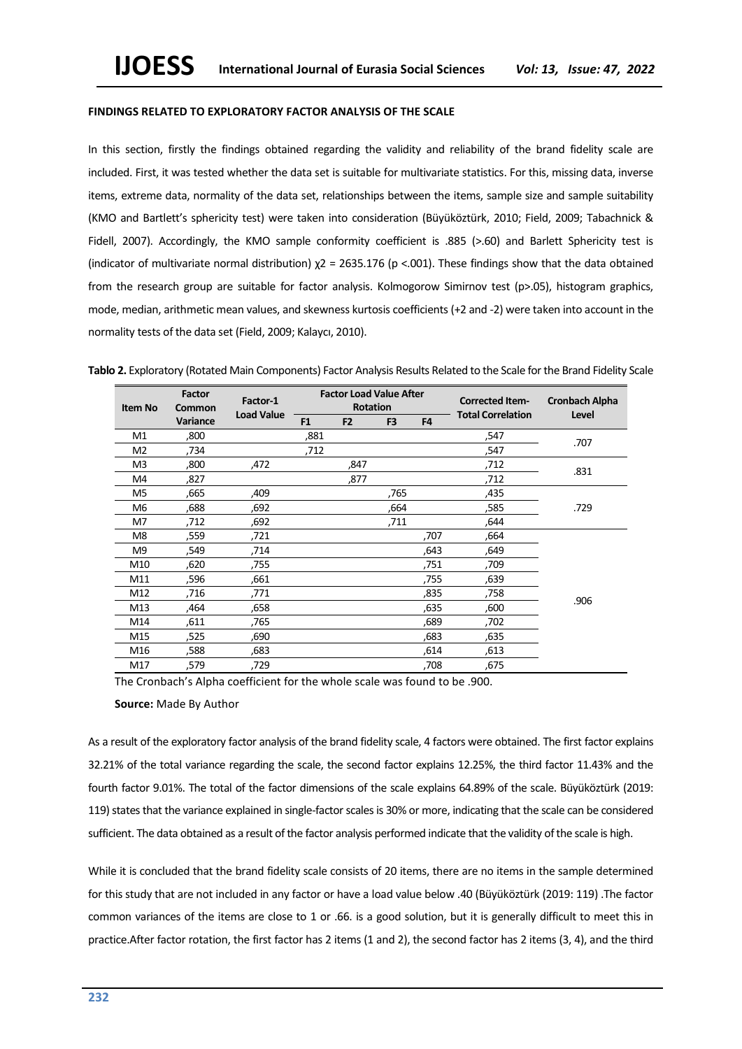**FINDINGS RELATED TO EXPLORATORY FACTOR ANALYSIS OF THE SCALE**

In this section, firstly the findings obtained regarding the validity and reliability of the brand fidelity scale are included. First, it was tested whether the data set is suitable for multivariate statistics. For this, missing data, inverse items, extreme data, normality of the data set, relationships between the items, sample size and sample suitability (KMO and Bartlett's sphericity test) were taken into consideration (Büyüköztürk, 2010; Field, 2009; Tabachnick & Fidell, 2007). Accordingly, the KMO sample conformity coefficient is .885 (>.60) and Barlett Sphericity test is (indicator of multivariate normal distribution) $\chi 2$ = 2635.176 (p <.001). These findings show that the data obtained from the research group are suitable for factor analysis. Kolmogorow Simirnov test (p>.05), histogram graphics, mode, median, arithmetic mean values, and skewness kurtosis coefficients (+2 and -2) were taken into account in the normality tests of the data set (Field, 2009; Kalaycı, 2010).

**Tablo 2.** Exploratory (Rotated Main Components) Factor Analysis Results Related to the Scale for the Brand Fidelity Scale

| Item No | Factor Common Variance | Factor-1 Load Value | Factor Load Value After Rotation | | | | Corrected Item-Total Correlation | Cronbach Alpha Level |
|---|---|---|---|---|---|---|---|---|
| | | | F1 | F2 | F3 | F4 | | |
| M1 | ,800 | | ,881 | | | | ,547 | .707 |
| M2 | ,734 | | ,712 | | | | ,547 | |
| M3 | ,800 | ,472 | | ,847 | | | ,712 | .831 |
| M4 | ,827 | | | ,877 | | | ,712 | |
| M5 | ,665 | ,409 | | | ,765 | | ,435 | .729 |
| M6 | ,688 | ,692 | | | ,664 | | ,585 | |
| M7 | ,712 | ,692 | | | ,711 | | ,644 | |
| M8 | ,559 | ,721 | | | | ,707 | ,664 | .906 |
| M9 | ,549 | ,714 | | | | ,643 | ,649 | |
| M10 | ,620 | ,755 | | | | ,751 | ,709 | |
| M11 | ,596 | ,661 | | | | ,755 | ,639 | |
| M12 | ,716 | ,771 | | | | ,835 | ,758 | |
| M13 | ,464 | ,658 | | | | ,635 | ,600 | |
| M14 | ,611 | ,765 | | | | ,689 | ,702 | |
| M15 | ,525 | ,690 | | | | ,683 | ,635 | |
| M16 | ,588 | ,683 | | | | ,614 | ,613 | |
| M17 | ,579 | ,729 | | | | ,708 | ,675 | |

The Cronbach's Alpha coefficient for the whole scale was found to be .900.

**Source:** Made By Author

As a result of the exploratory factor analysis of the brand fidelity scale, 4 factors were obtained. The first factor explains 32.21% of the total variance regarding the scale, the second factor explains 12.25%, the third factor 11.43% and the fourth factor 9.01%. The total of the factor dimensions of the scale explains 64.89% of the scale. Büyüköztürk (2019: 119) states that the variance explained in single-factor scales is 30% or more, indicating that the scale can be considered sufficient. The data obtained as a result of the factor analysis performed indicate that the validity of the scale is high.

While it is concluded that the brand fidelity scale consists of 20 items, there are no items in the sample determined for this study that are not included in any factor or have a load value below .40 (Büyüköztürk (2019: 119) .The factor common variances of the items are close to 1 or .66. is a good solution, but it is generally difficult to meet this in practice.After factor rotation, the first factor has 2 items (1 and 2), the second factor has 2 items (3, 4), and the third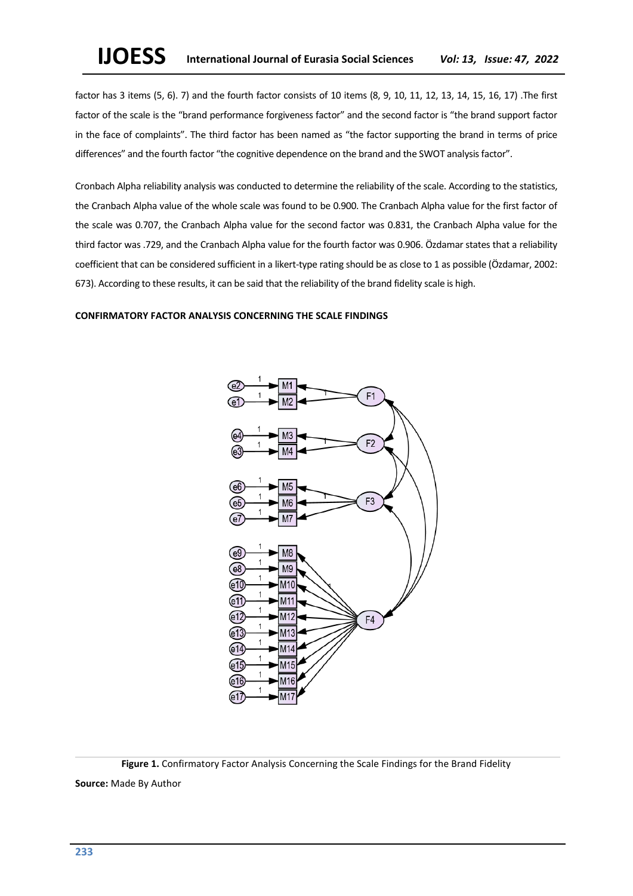factor has 3 items (5, 6). 7) and the fourth factor consists of 10 items (8, 9, 10, 11, 12, 13, 14, 15, 16, 17) .The first factor of the scale is the "brand performance forgiveness factor" and the second factor is "the brand support factor in the face of complaints". The third factor has been named as "the factor supporting the brand in terms of price differences" and the fourth factor "the cognitive dependence on the brand and the SWOT analysis factor".

Cronbach Alpha reliability analysis was conducted to determine the reliability of the scale. According to the statistics, the Cranbach Alpha value of the whole scale was found to be 0.900. The Cranbach Alpha value for the first factor of the scale was 0.707, the Cranbach Alpha value for the second factor was 0.831, the Cranbach Alpha value for the third factor was .729, and the Cranbach Alpha value for the fourth factor was 0.906. Özdamar states that a reliability coefficient that can be considered sufficient in a likert-type rating should be as close to 1 as possible (Özdamar, 2002: 673). According to these results, it can be said that the reliability of the brand fidelity scale is high.

**CONFIRMATORY FACTOR ANALYSIS CONCERNING THE SCALE FINDINGS**

**Figure 1.** Confirmatory Factor Analysis Concerning the Scale Findings for the Brand Fidelity

**Source:** Made By Author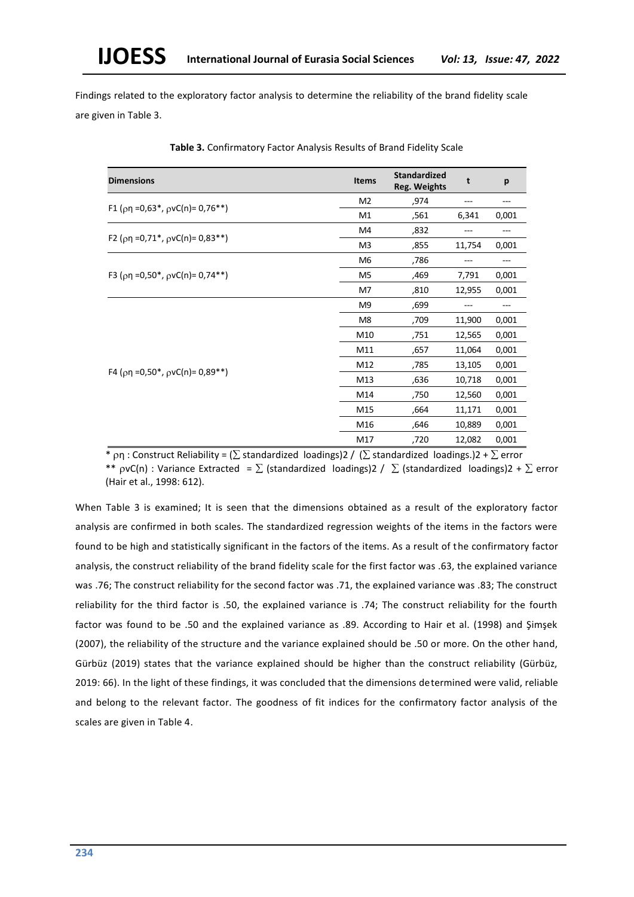Findings related to the exploratory factor analysis to determine the reliability of the brand fidelity scale are given in Table 3.

**Table 3.** Confirmatory Factor Analysis Results of Brand Fidelity Scale

| Dimensions | Items | Standardized Reg. Weights | t | p |
|---|---|---|---|---|
| F1 ($\rho\eta$ =0,63*, $\rho$vC(n)= 0,76**) | M2 | ,974 | --- | --- |
| | M1 | ,561 | 6,341 | 0,001 |
| F2 ($\rho\eta$ =0,71*, $\rho$vC(n)= 0,83**) | M4 | ,832 | --- | --- |
| | M3 | ,855 | 11,754 | 0,001 |
| F3 ($\rho\eta$ =0,50*, $\rho$vC(n)= 0,74**) | M6 | ,786 | --- | --- |
| | M5 | ,469 | 7,791 | 0,001 |
| | M7 | ,810 | 12,955 | 0,001 |
| F4 ($\rho\eta$ =0,50*, $\rho$vC(n)= 0,89**) | M9 | ,699 | --- | --- |
| | M8 | ,709 | 11,900 | 0,001 |
| | M10 | ,751 | 12,565 | 0,001 |
| | M11 | ,657 | 11,064 | 0,001 |
| | M12 | ,785 | 13,105 | 0,001 |
| | M13 | ,636 | 10,718 | 0,001 |
| | M14 | ,750 | 12,560 | 0,001 |
| | M15 | ,664 | 11,171 | 0,001 |
| | M16 | ,646 | 10,889 | 0,001 |
| | M17 | ,720 | 12,082 | 0,001 |

* $\rho\eta$ : Construct Reliability = ($\sum$ standardized loadings)2 / ($\sum$ standardized loadings.)2 + $\sum$ error
** $\rho$vC(n) : Variance Extracted = $\sum$ (standardized loadings)2 / $\sum$ (standardized loadings)2 + $\sum$ error (Hair et al., 1998: 612).

When Table 3 is examined; It is seen that the dimensions obtained as a result of the exploratory factor analysis are confirmed in both scales. The standardized regression weights of the items in the factors were found to be high and statistically significant in the factors of the items. As a result of the confirmatory factor analysis, the construct reliability of the brand fidelity scale for the first factor was .63, the explained variance was .76; The construct reliability for the second factor was .71, the explained variance was .83; The construct reliability for the third factor is .50, the explained variance is .74; The construct reliability for the fourth factor was found to be .50 and the explained variance as .89. According to Hair et al. (1998) and Şimşek (2007), the reliability of the structure and the variance explained should be .50 or more. On the other hand, Gürbüz (2019) states that the variance explained should be higher than the construct reliability (Gürbüz, 2019: 66). In the light of these findings, it was concluded that the dimensions determined were valid, reliable and belong to the relevant factor. The goodness of fit indices for the confirmatory factor analysis of the scales are given in Table 4.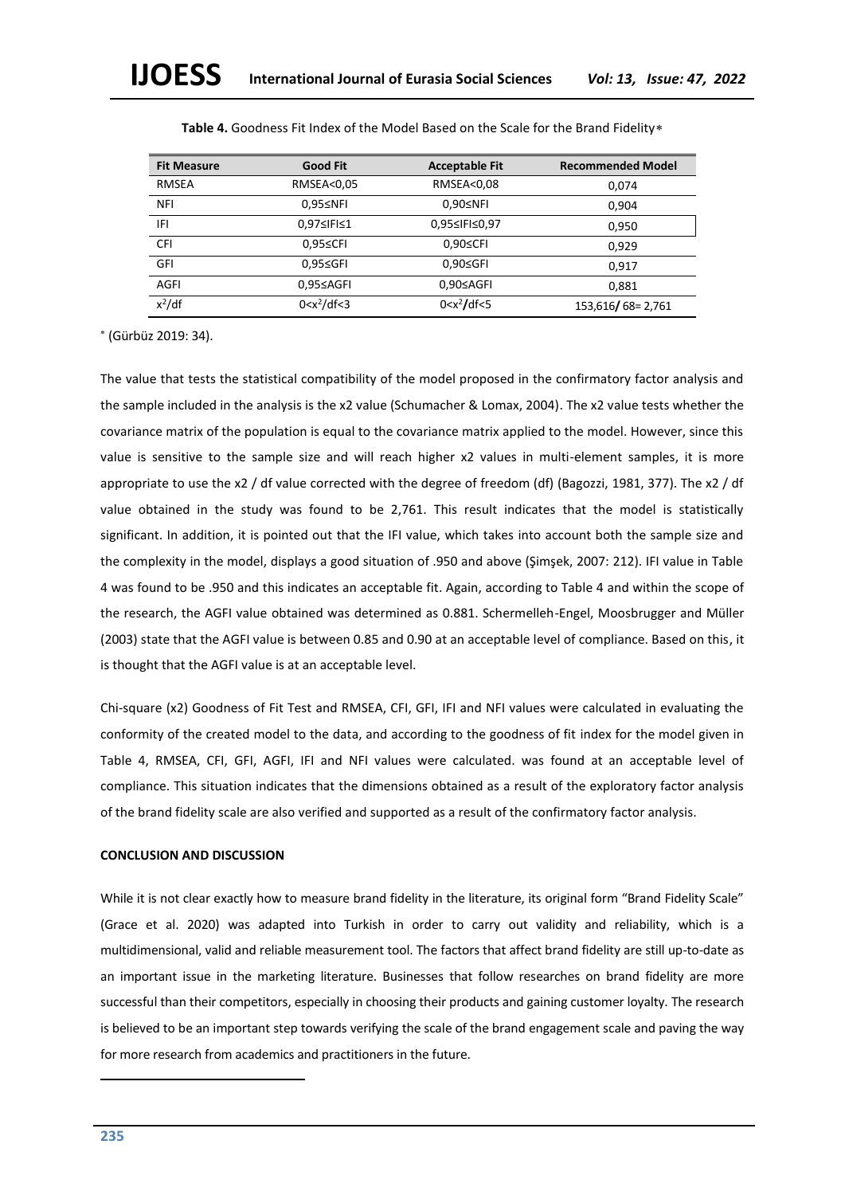**Table 4.** Goodness Fit Index of the Model Based on the Scale for the Brand Fidelity*

| Fit Measure | Good Fit | Acceptable Fit | Recommended Model |
|---|---|---|---|
| RMSEA | RMSEA<0,05 | RMSEA<0,08 | 0,074 |
| NFI | 0,95≤NFI | 0,90≤NFI | 0,904 |
| IFI | 0,97≤IFI≤1 | 0,95≤IFI≤0,97 | 0,950 |
| CFI | 0,95≤CFI | 0,90≤CFI | 0,929 |
| GFI | 0,95≤GFI | 0,90≤GFI | 0,917 |
| AGFI | 0,95≤AGFI | 0,90≤AGFI | 0,881 |
| $x^2$/df | 0<$x^2$/df<3 | 0<$x^2$/df<5 | 153,616/ 68= 2,761 |

* (Gürbüz 2019: 34).

The value that tests the statistical compatibility of the model proposed in the confirmatory factor analysis and the sample included in the analysis is the x2 value (Schumacher & Lomax, 2004). The x2 value tests whether the covariance matrix of the population is equal to the covariance matrix applied to the model. However, since this value is sensitive to the sample size and will reach higher x2 values in multi-element samples, it is more appropriate to use the x2 / df value corrected with the degree of freedom (df) (Bagozzi, 1981, 377). The x2 / df value obtained in the study was found to be 2,761. This result indicates that the model is statistically significant. In addition, it is pointed out that the IFI value, which takes into account both the sample size and the complexity in the model, displays a good situation of .950 and above (Şimşek, 2007: 212). IFI value in Table 4 was found to be .950 and this indicates an acceptable fit. Again, according to Table 4 and within the scope of the research, the AGFI value obtained was determined as 0.881. Schermelleh-Engel, Moosbrugger and Müller (2003) state that the AGFI value is between 0.85 and 0.90 at an acceptable level of compliance. Based on this, it is thought that the AGFI value is at an acceptable level.

Chi-square (x2) Goodness of Fit Test and RMSEA, CFI, GFI, IFI and NFI values were calculated in evaluating the conformity of the created model to the data, and according to the goodness of fit index for the model given in Table 4, RMSEA, CFI, GFI, AGFI, IFI and NFI values were calculated. was found at an acceptable level of compliance. This situation indicates that the dimensions obtained as a result of the exploratory factor analysis of the brand fidelity scale are also verified and supported as a result of the confirmatory factor analysis.

**CONCLUSION AND DISCUSSION**

While it is not clear exactly how to measure brand fidelity in the literature, its original form "Brand Fidelity Scale" (Grace et al. 2020) was adapted into Turkish in order to carry out validity and reliability, which is a multidimensional, valid and reliable measurement tool. The factors that affect brand fidelity are still up-to-date as an important issue in the marketing literature. Businesses that follow researches on brand fidelity are more successful than their competitors, especially in choosing their products and gaining customer loyalty. The research is believed to be an important step towards verifying the scale of the brand engagement scale and paving the way for more research from academics and practitioners in the future.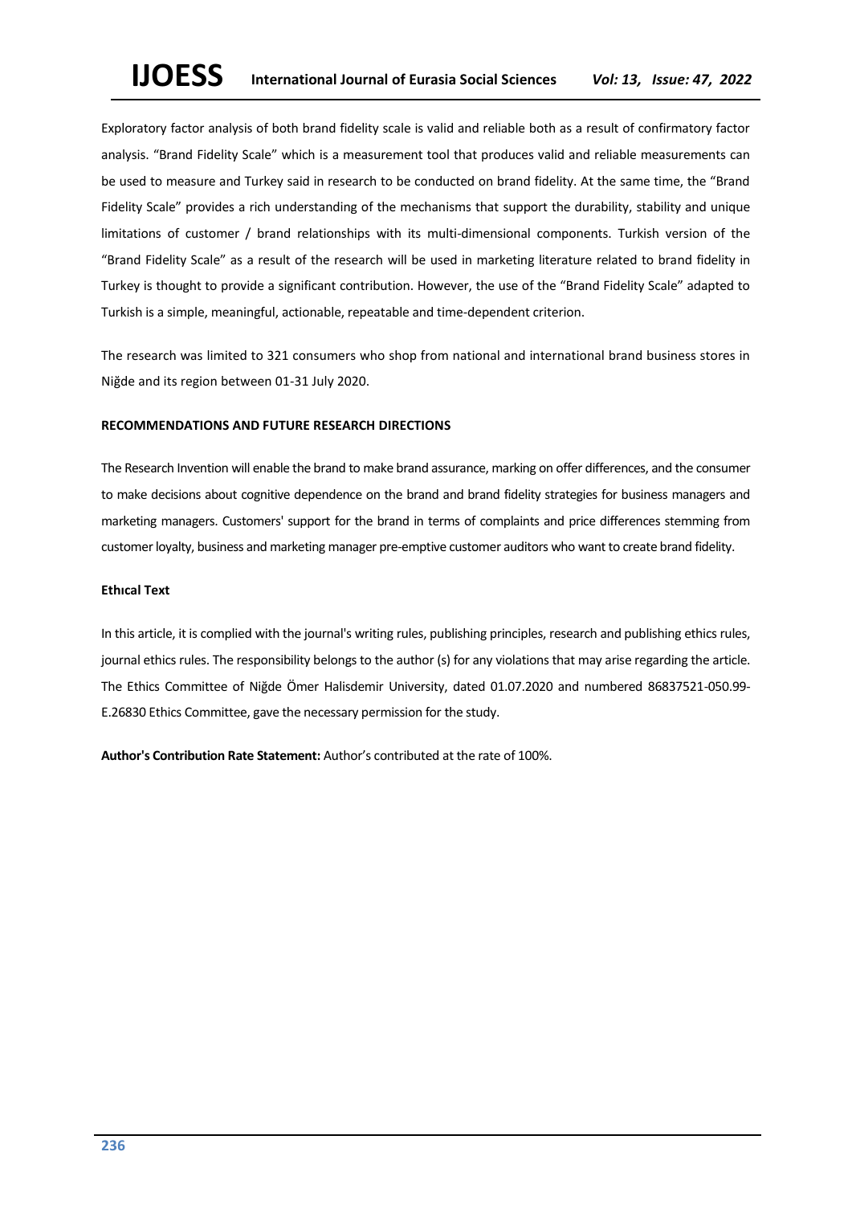Exploratory factor analysis of both brand fidelity scale is valid and reliable both as a result of confirmatory factor analysis. "Brand Fidelity Scale" which is a measurement tool that produces valid and reliable measurements can be used to measure and Turkey said in research to be conducted on brand fidelity. At the same time, the "Brand Fidelity Scale" provides a rich understanding of the mechanisms that support the durability, stability and unique limitations of customer / brand relationships with its multi-dimensional components. Turkish version of the "Brand Fidelity Scale" as a result of the research will be used in marketing literature related to brand fidelity in Turkey is thought to provide a significant contribution. However, the use of the "Brand Fidelity Scale" adapted to Turkish is a simple, meaningful, actionable, repeatable and time-dependent criterion.

The research was limited to 321 consumers who shop from national and international brand business stores in Niğde and its region between 01-31 July 2020.

## RECOMMENDATIONS AND FUTURE RESEARCH DIRECTIONS

The Research Invention will enable the brand to make brand assurance, marking on offer differences, and the consumer to make decisions about cognitive dependence on the brand and brand fidelity strategies for business managers and marketing managers. Customers' support for the brand in terms of complaints and price differences stemming from customer loyalty, business and marketing manager pre-emptive customer auditors who want to create brand fidelity.

### Ethıcal Text

In this article, it is complied with the journal's writing rules, publishing principles, research and publishing ethics rules, journal ethics rules. The responsibility belongs to the author (s) for any violations that may arise regarding the article. The Ethics Committee of Niğde Ömer Halisdemir University, dated 01.07.2020 and numbered 86837521-050.99-E.26830 Ethics Committee, gave the necessary permission for the study.

**Author's Contribution Rate Statement:** Author's contributed at the rate of 100%.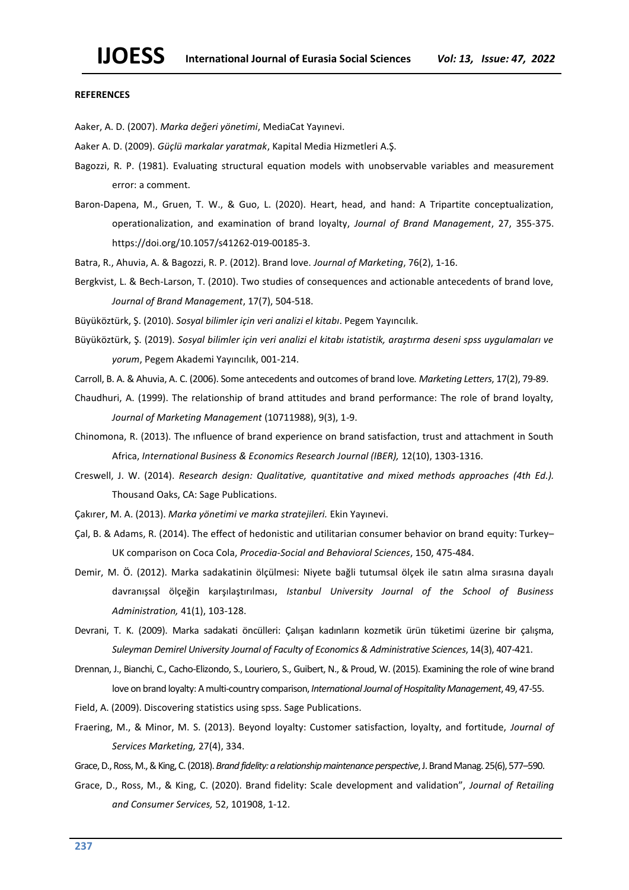**REFERENCES**

Aaker, A. D. (2007). *Marka değeri yönetimi*, MediaCat Yayınevi.

Aaker A. D. (2009). *Güçlü markalar yaratmak*, Kapital Media Hizmetleri A.Ş.

Bagozzi, R. P. (1981). Evaluating structural equation models with unobservable variables and measurement error: a comment.

Baron-Dapena, M., Gruen, T. W., & Guo, L. (2020). Heart, head, and hand: A Tripartite conceptualization, operationalization, and examination of brand loyalty, *Journal of Brand Management*, 27, 355-375. https://doi.org/10.1057/s41262-019-00185-3.

Batra, R., Ahuvia, A. & Bagozzi, R. P. (2012). Brand love. *Journal of Marketing*, 76(2), 1-16.

Bergkvist, L. & Bech-Larson, T. (2010). Two studies of consequences and actionable antecedents of brand love, *Journal of Brand Management*, 17(7), 504-518.

Büyüköztürk, Ş. (2010). *Sosyal bilimler için veri analizi el kitabı*. Pegem Yayıncılık.

Büyüköztürk, Ş. (2019). *Sosyal bilimler için veri analizi el kitabı istatistik, araştırma deseni spss uygulamaları ve yorum*, Pegem Akademi Yayıncılık, 001-214.

Carroll, B. A. & Ahuvia, A. C. (2006). Some antecedents and outcomes of brand love. *Marketing Letters*, 17(2), 79-89.

Chaudhuri, A. (1999). The relationship of brand attitudes and brand performance: The role of brand loyalty, *Journal of Marketing Management* (10711988), 9(3), 1-9.

Chinomona, R. (2013). The ınfluence of brand experience on brand satisfaction, trust and attachment in South Africa, *International Business & Economics Research Journal (IBER),* 12(10), 1303-1316.

Creswell, J. W. (2014). *Research design: Qualitative, quantitative and mixed methods approaches (4th Ed.).* Thousand Oaks, CA: Sage Publications.

Çakırer, M. A. (2013). *Marka yönetimi ve marka stratejileri.* Ekin Yayınevi.

Çal, B. & Adams, R. (2014). The effect of hedonistic and utilitarian consumer behavior on brand equity: Turkey–UK comparison on Coca Cola, *Procedia-Social and Behavioral Sciences*, 150, 475-484.

Demir, M. Ö. (2012). Marka sadakatinin ölçülmesi: Niyete bağli tutumsal ölçek ile satın alma sırasına dayalı davranışsal ölçeğin karşılaştırılması, *Istanbul University Journal of the School of Business Administration,* 41(1), 103-128.

Devrani, T. K. (2009). Marka sadakati öncülleri: Çalışan kadınların kozmetik ürün tüketimi üzerine bir çalışma, *Suleyman Demirel University Journal of Faculty of Economics & Administrative Sciences*, 14(3), 407-421.

Drennan, J., Bianchi, C., Cacho-Elizondo, S., Louriero, S., Guibert, N., & Proud, W. (2015). Examining the role of wine brand love on brand loyalty: A multi-country comparison, *International Journal of Hospitality Management*, 49, 47-55.

Field, A. (2009). Discovering statistics using spss. Sage Publications.

Fraering, M., & Minor, M. S. (2013). Beyond loyalty: Customer satisfaction, loyalty, and fortitude, *Journal of Services Marketing,* 27(4), 334.

Grace, D., Ross, M., & King, C. (2018). *Brand fidelity: a relationship maintenance perspective*, J. Brand Manag. 25(6), 577–590.

Grace, D., Ross, M., & King, C. (2020). Brand fidelity: Scale development and validation", *Journal of Retailing and Consumer Services,* 52, 101908, 1-12.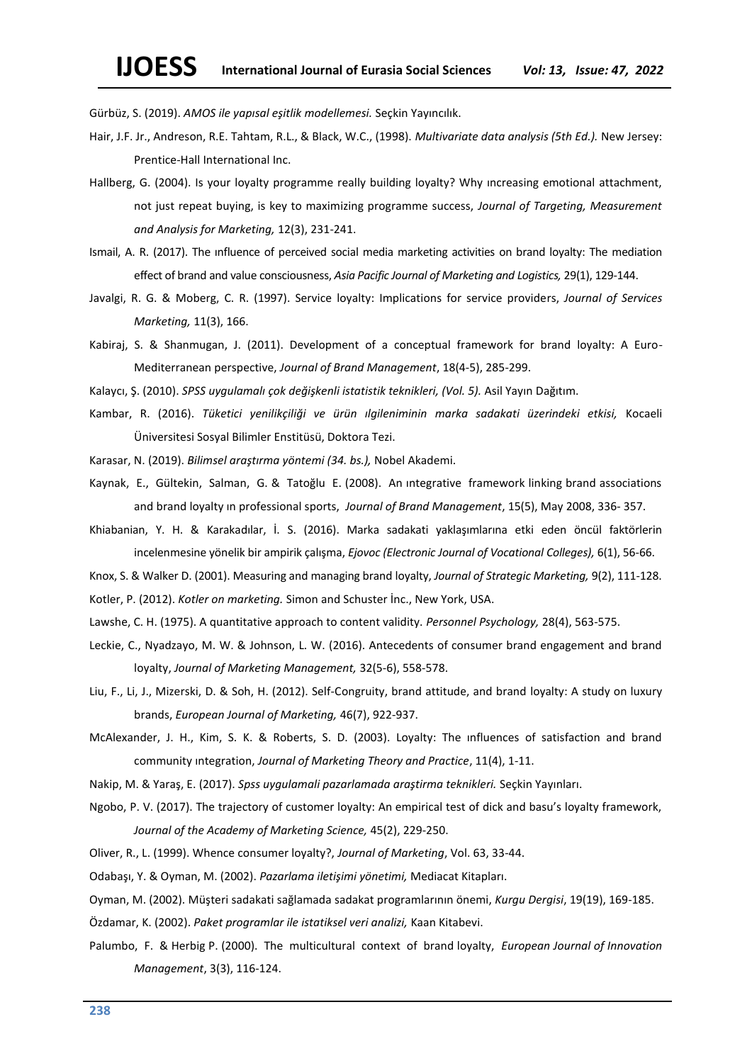Gürbüz, S. (2019). *AMOS ile yapısal eşitlik modellemesi.* Seçkin Yayıncılık.

Hair, J.F. Jr., Andreson, R.E. Tahtam, R.L., & Black, W.C., (1998). *Multivariate data analysis (5th Ed.).* New Jersey: Prentice-Hall International Inc.

Hallberg, G. (2004). Is your loyalty programme really building loyalty? Why ıncreasing emotional attachment, not just repeat buying, is key to maximizing programme success, *Journal of Targeting, Measurement and Analysis for Marketing,* 12(3), 231-241.

Ismail, A. R. (2017). The ınfluence of perceived social media marketing activities on brand loyalty: The mediation effect of brand and value consciousness, *Asia Pacific Journal of Marketing and Logistics,* 29(1), 129-144.

Javalgi, R. G. & Moberg, C. R. (1997). Service loyalty: Implications for service providers, *Journal of Services Marketing,* 11(3), 166.

Kabiraj, S. & Shanmugan, J. (2011). Development of a conceptual framework for brand loyalty: A Euro-Mediterranean perspective, *Journal of Brand Management*, 18(4-5), 285-299.

Kalaycı, Ş. (2010). *SPSS uygulamalı çok değişkenli istatistik teknikleri, (Vol. 5).* Asil Yayın Dağıtım.

Kambar, R. (2016). *Tüketici yenilikçiliği ve ürün ılgileniminin marka sadakati üzerindeki etkisi,* Kocaeli Üniversitesi Sosyal Bilimler Enstitüsü, Doktora Tezi.

Karasar, N. (2019). *Bilimsel araştırma yöntemi (34. bs.),* Nobel Akademi.

Kaynak, E., Gültekin, Salman, G. & Tatoğlu E. (2008). An ıntegrative framework linking brand associations and brand loyalty ın professional sports, *Journal of Brand Management*, 15(5), May 2008, 336- 357.

Khiabanian, Y. H. & Karakadılar, İ. S. (2016). Marka sadakati yaklaşımlarına etki eden öncül faktörlerin incelenmesine yönelik bir ampirik çalışma, *Ejovoc (Electronic Journal of Vocational Colleges),* 6(1), 56-66.

Knox, S. & Walker D. (2001). Measuring and managing brand loyalty, *Journal of Strategic Marketing,* 9(2), 111-128.

Kotler, P. (2012). *Kotler on marketing.* Simon and Schuster İnc., New York, USA.

Lawshe, C. H. (1975). A quantitative approach to content validity. *Personnel Psychology,* 28(4), 563-575.

Leckie, C., Nyadzayo, M. W. & Johnson, L. W. (2016). Antecedents of consumer brand engagement and brand loyalty, *Journal of Marketing Management,* 32(5-6), 558-578.

Liu, F., Li, J., Mizerski, D. & Soh, H. (2012). Self-Congruity, brand attitude, and brand loyalty: A study on luxury brands, *European Journal of Marketing,* 46(7), 922-937.

McAlexander, J. H., Kim, S. K. & Roberts, S. D. (2003). Loyalty: The ınfluences of satisfaction and brand community ıntegration, *Journal of Marketing Theory and Practice*, 11(4), 1-11.

Nakip, M. & Yaraş, E. (2017). *Spss uygulamali pazarlamada araştirma teknikleri.* Seçkin Yayınları.

Ngobo, P. V. (2017). The trajectory of customer loyalty: An empirical test of dick and basu's loyalty framework, *Journal of the Academy of Marketing Science,* 45(2), 229-250.

Oliver, R., L. (1999). Whence consumer loyalty?, *Journal of Marketing*, Vol. 63, 33-44.

Odabaşı, Y. & Oyman, M. (2002). *Pazarlama iletişimi yönetimi,* Mediacat Kitapları.

Oyman, M. (2002). Müşteri sadakati sağlamada sadakat programlarının önemi, *Kurgu Dergisi*, 19(19), 169-185.

Özdamar, K. (2002). *Paket programlar ile istatiksel veri analizi,* Kaan Kitabevi.

Palumbo, F. & Herbig P. (2000). The multicultural context of brand loyalty, *European Journal of Innovation Management*, 3(3), 116-124.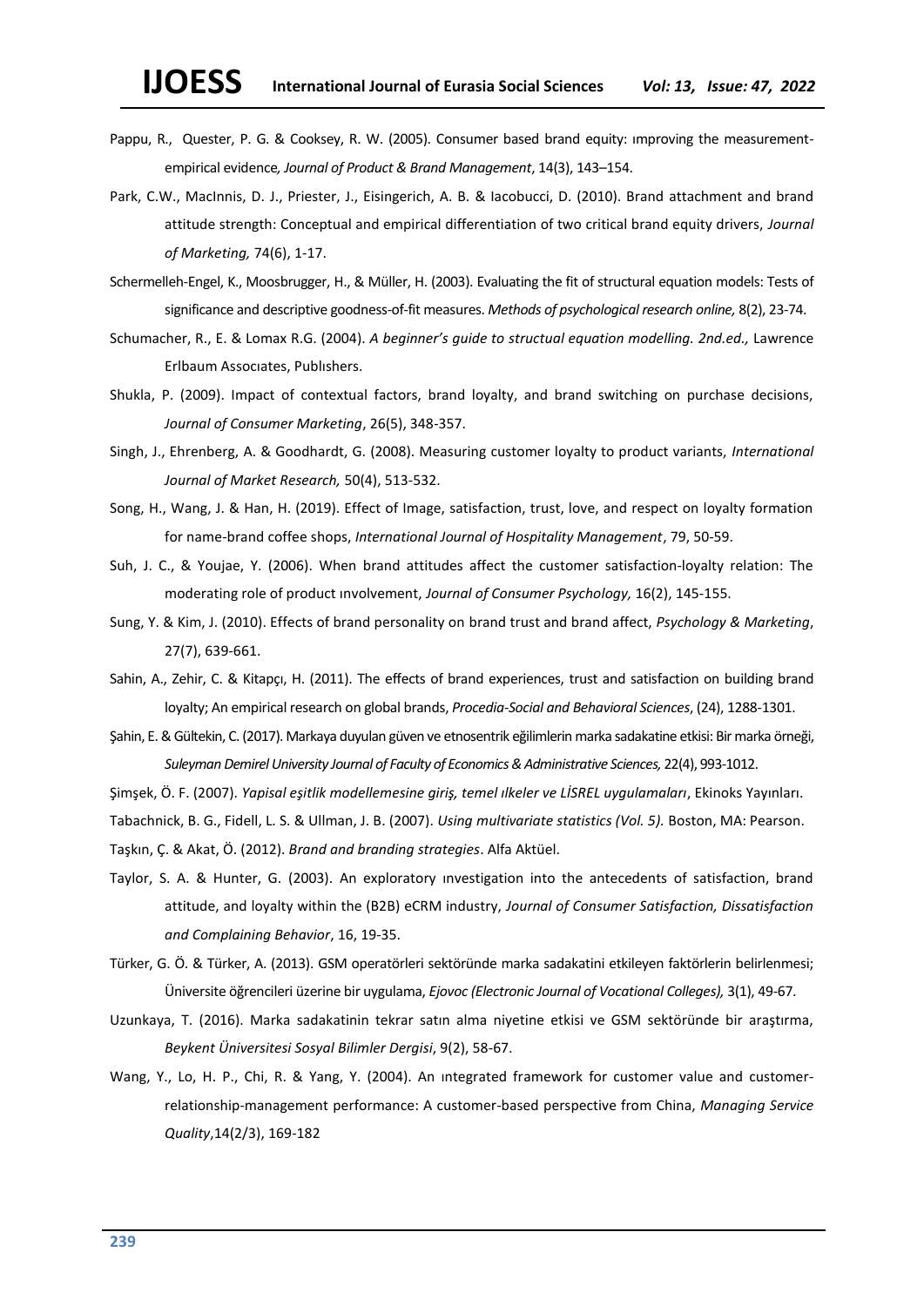Pappu, R., Quester, P. G. & Cooksey, R. W. (2005). Consumer based brand equity: ımproving the measurement-empirical evidence, *Journal of Product & Brand Management*, 14(3), 143–154.

Park, C.W., MacInnis, D. J., Priester, J., Eisingerich, A. B. & Iacobucci, D. (2010). Brand attachment and brand attitude strength: Conceptual and empirical differentiation of two critical brand equity drivers, *Journal of Marketing,* 74(6), 1-17.

Schermelleh-Engel, K., Moosbrugger, H., & Müller, H. (2003). Evaluating the fit of structural equation models: Tests of significance and descriptive goodness-of-fit measures. *Methods of psychological research online,* 8(2), 23-74.

Schumacher, R., E. & Lomax R.G. (2004). *A beginner's guide to structual equation modelling. 2nd.ed.,* Lawrence Erlbaum Assocıates, Publıshers.

Shukla, P. (2009). Impact of contextual factors, brand loyalty, and brand switching on purchase decisions, *Journal of Consumer Marketing*, 26(5), 348-357.

Singh, J., Ehrenberg, A. & Goodhardt, G. (2008). Measuring customer loyalty to product variants, *International Journal of Market Research,* 50(4), 513-532.

Song, H., Wang, J. & Han, H. (2019). Effect of Image, satisfaction, trust, love, and respect on loyalty formation for name-brand coffee shops, *International Journal of Hospitality Management*, 79, 50-59.

Suh, J. C., & Youjae, Y. (2006). When brand attitudes affect the customer satisfaction-loyalty relation: The moderating role of product ınvolvement, *Journal of Consumer Psychology,* 16(2), 145-155.

Sung, Y. & Kim, J. (2010). Effects of brand personality on brand trust and brand affect, *Psychology & Marketing*, 27(7), 639-661.

Sahin, A., Zehir, C. & Kitapçı, H. (2011). The effects of brand experiences, trust and satisfaction on building brand loyalty; An empirical research on global brands, *Procedia-Social and Behavioral Sciences*, (24), 1288-1301.

Şahin, E. & Gültekin, C. (2017). Markaya duyulan güven ve etnosentrik eğilimlerin marka sadakatine etkisi: Bir marka örneği, *Suleyman Demirel University Journal of Faculty of Economics & Administrative Sciences,* 22(4), 993-1012.

Şimşek, Ö. F. (2007). *Yapisal eşitlik modellemesine giriş, temel ılkeler ve LİSREL uygulamaları*, Ekinoks Yayınları.

Tabachnick, B. G., Fidell, L. S. & Ullman, J. B. (2007). *Using multivariate statistics (Vol. 5).* Boston, MA: Pearson.

Taşkın, Ç. & Akat, Ö. (2012). *Brand and branding strategies*. Alfa Aktüel.

Taylor, S. A. & Hunter, G. (2003). An exploratory ınvestigation into the antecedents of satisfaction, brand attitude, and loyalty within the (B2B) eCRM industry, *Journal of Consumer Satisfaction, Dissatisfaction and Complaining Behavior*, 16, 19-35.

Türker, G. Ö. & Türker, A. (2013). GSM operatörleri sektöründe marka sadakatini etkileyen faktörlerin belirlenmesi; Üniversite öğrencileri üzerine bir uygulama, *Ejovoc (Electronic Journal of Vocational Colleges),* 3(1), 49-67.

Uzunkaya, T. (2016). Marka sadakatinin tekrar satın alma niyetine etkisi ve GSM sektöründe bir araştırma, *Beykent Üniversitesi Sosyal Bilimler Dergisi*, 9(2), 58-67.

Wang, Y., Lo, H. P., Chi, R. & Yang, Y. (2004). An ıntegrated framework for customer value and customer-relationship-management performance: A customer-based perspective from China, *Managing Service Quality*,14(2/3), 169-182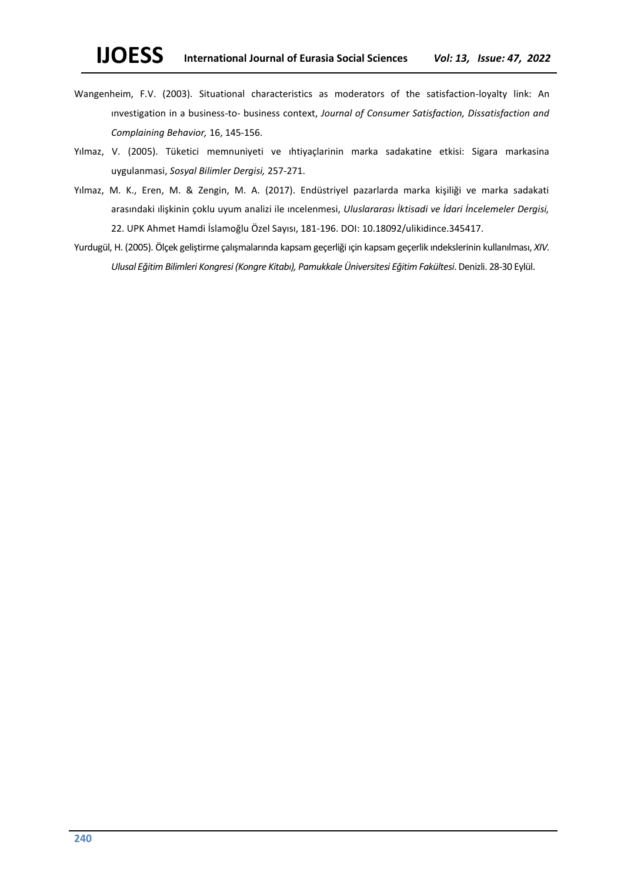Wangenheim, F.V. (2003). Situational characteristics as moderators of the satisfaction-loyalty link: An ınvestigation in a business-to- business context, *Journal of Consumer Satisfaction, Dissatisfaction and Complaining Behavior,* 16, 145-156.

Yılmaz, V. (2005). Tüketici memnuniyeti ve ıhtiyaçlarinin marka sadakatine etkisi: Sigara markasina uygulanmasi, *Sosyal Bilimler Dergisi,* 257-271.

Yılmaz, M. K., Eren, M. & Zengin, M. A. (2017). Endüstriyel pazarlarda marka kişiliği ve marka sadakati arasındaki ılişkinin çoklu uyum analizi ile ıncelenmesi, *Uluslararası İktisadi ve İdari İncelemeler Dergisi,* 22. UPK Ahmet Hamdi İslamoğlu Özel Sayısı, 181-196. DOI: 10.18092/ulikidince.345417.

Yurdugül, H. (2005). Ölçek geliştirme çalışmalarında kapsam geçerliği ıçin kapsam geçerlik ındekslerinin kullanılması, *XIV. Ulusal Eğitim Bilimleri Kongresi (Kongre Kitabı), Pamukkale Üniversitesi Eğitim Fakültesi*. Denizli. 28-30 Eylül.